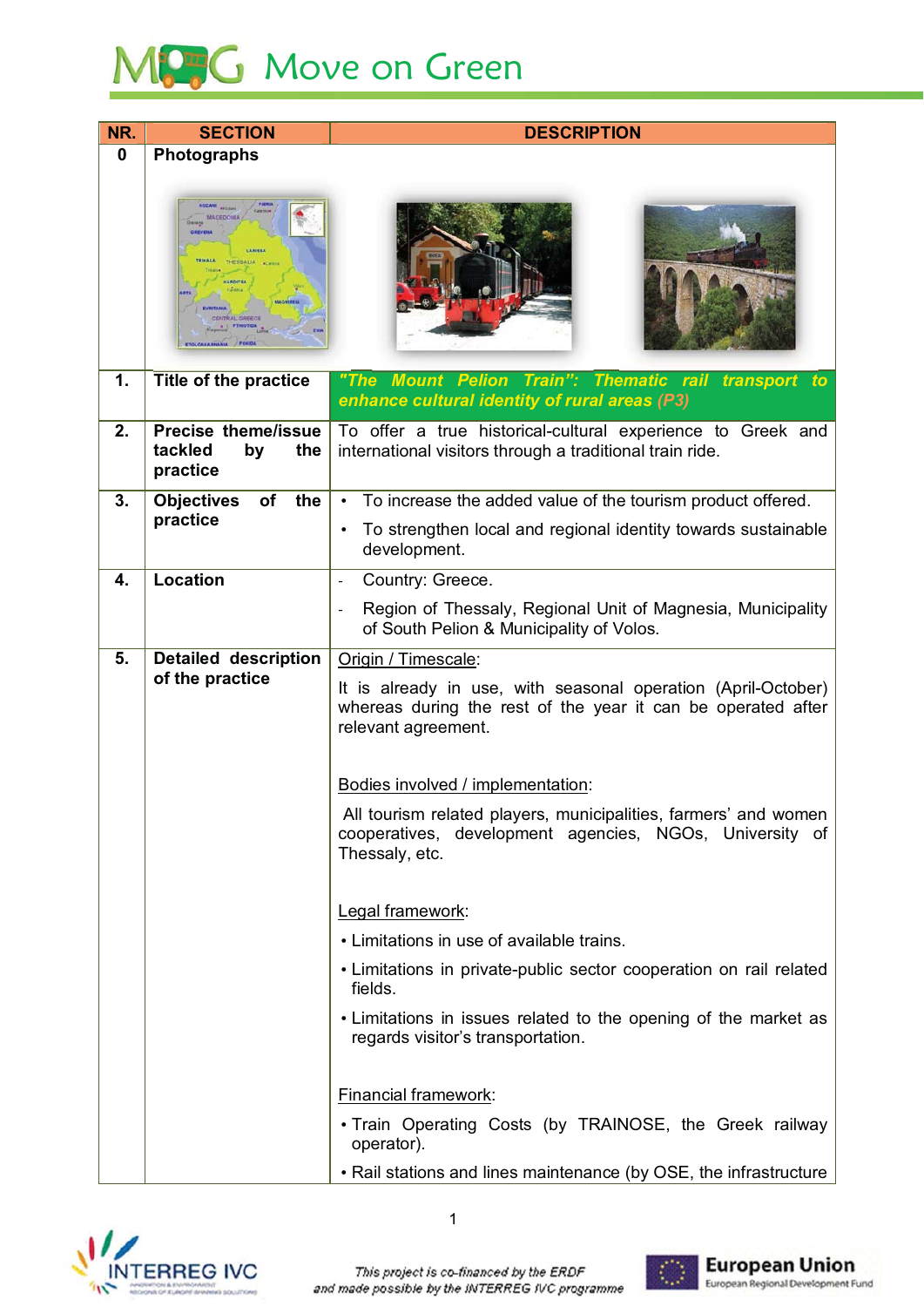# Move on Green

| NR. | SECTION | DESCRIPTION |
|---|---|---|
| 0 | **Photographs** | |
| 1. | **Title of the practice** | ***"The Mount Pelion Train": Thematic rail transport to enhance cultural identity of rural areas (P3)*** |
| 2. | **Precise theme/issue tackled by the practice** | To offer a true historical-cultural experience to Greek and international visitors through a traditional train ride. |
| 3. | **Objectives of the practice** | • To increase the added value of the tourism product offered.<br>• To strengthen local and regional identity towards sustainable development. |
| 4. | **Location** | - Country: Greece.<br>- Region of Thessaly, Regional Unit of Magnesia, Municipality of South Pelion & Municipality of Volos. |
| 5. | **Detailed description of the practice** | Origin / Timescale:<br>It is already in use, with seasonal operation (April-October) whereas during the rest of the year it can be operated after relevant agreement.<br><br>Bodies involved / implementation:<br>All tourism related players, municipalities, farmers' and women cooperatives, development agencies, NGOs, University of Thessaly, etc.<br><br>Legal framework:<br>• Limitations in use of available trains.<br>• Limitations in private-public sector cooperation on rail related fields.<br>• Limitations in issues related to the opening of the market as regards visitor's transportation.<br><br>Financial framework:<br>• Train Operating Costs (by TRAINOSE, the Greek railway operator).<br>• Rail stations and lines maintenance (by OSE, the infrastructure |

This project is co-financed by the ERDF and made possible by the INTERREG IVC programme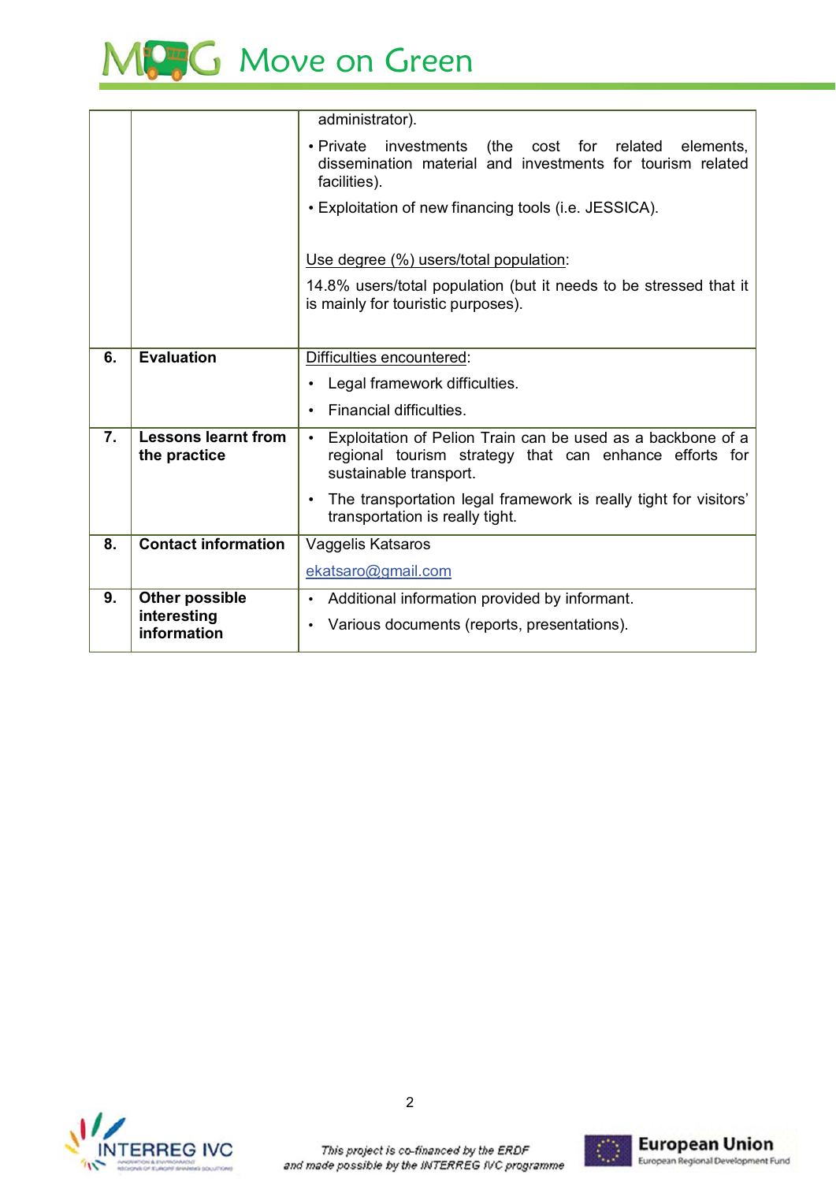| | | |
|---|---|---|
| | | administrator).<br>• Private investments (the cost for related elements, dissemination material and investments for tourism related facilities).<br>• Exploitation of new financing tools (i.e. JESSICA).<br><br>Use degree (%) users/total population:<br>14.8% users/total population (but it needs to be stressed that it is mainly for touristic purposes). |
| **6.** | **Evaluation** | Difficulties encountered:<br>• Legal framework difficulties.<br>• Financial difficulties. |
| **7.** | **Lessons learnt from the practice** | • Exploitation of Pelion Train can be used as a backbone of a regional tourism strategy that can enhance efforts for sustainable transport.<br>• The transportation legal framework is really tight for visitors' transportation is really tight. |
| **8.** | **Contact information** | Vaggelis Katsaros<br>ekatsaro@gmail.com |
| **9.** | **Other possible interesting information** | • Additional information provided by informant.<br>• Various documents (reports, presentations). |